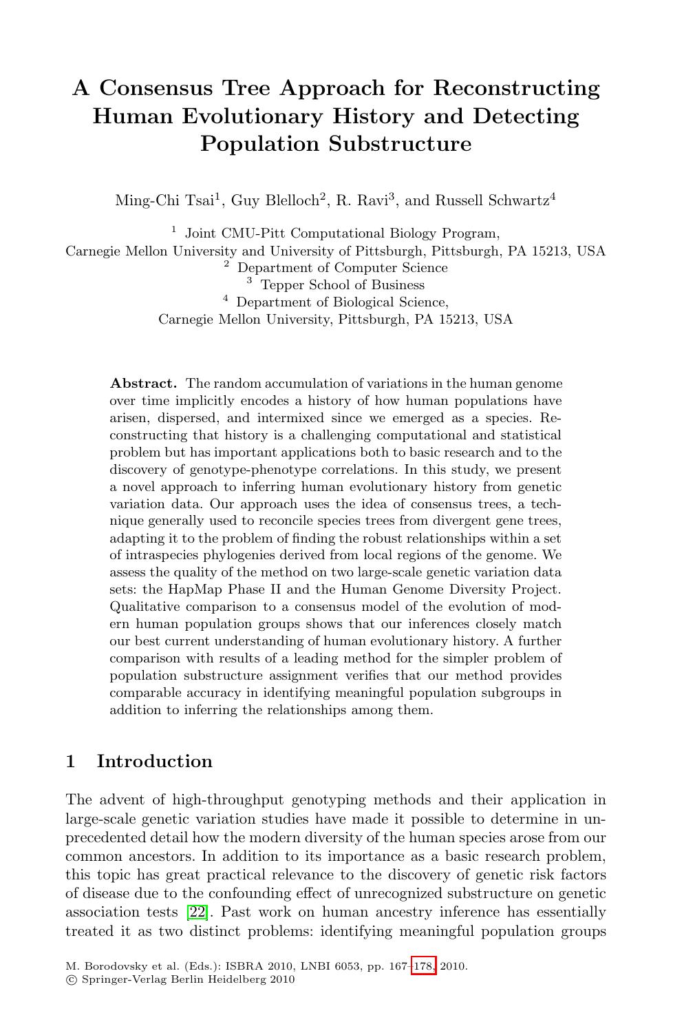# A Consensus Tree Approach for Reconstructing Human Evolutionary History and Detecting Population Substructure

Ming-Chi Tsai[1], Guy Blelloch[2], R. Ravi[3], and Russell Schwartz[4]

[1] Joint CMU-Pitt Computational Biology Program, Carnegie Mellon University and University of Pittsburgh, Pittsburgh, PA 15213, USA
[2] Department of Computer Science
[3] Tepper School of Business
[4] Department of Biological Science, Carnegie Mellon University, Pittsburgh, PA 15213, USA

**Abstract.** The random accumulation of variations in the human genome over time implicitly encodes a history of how human populations have arisen, dispersed, and intermixed since we emerged as a species. Reconstructing that history is a challenging computational and statistical problem but has important applications both to basic research and to the discovery of genotype-phenotype correlations. In this study, we present a novel approach to inferring human evolutionary history from genetic variation data. Our approach uses the idea of consensus trees, a technique generally used to reconcile species trees from divergent gene trees, adapting it to the problem of finding the robust relationships within a set of intraspecies phylogenies derived from local regions of the genome. We assess the quality of the method on two large-scale genetic variation data sets: the HapMap Phase II and the Human Genome Diversity Project. Qualitative comparison to a consensus model of the evolution of modern human population groups shows that our inferences closely match our best current understanding of human evolutionary history. A further comparison with results of a leading method for the simpler problem of population substructure assignment verifies that our method provides comparable accuracy in identifying meaningful population subgroups in addition to inferring the relationships among them.

## 1 Introduction

The advent of high-throughput genotyping methods and their application in large-scale genetic variation studies have made it possible to determine in unprecedented detail how the modern diversity of the human species arose from our common ancestors. In addition to its importance as a basic research problem, this topic has great practical relevance to the discovery of genetic risk factors of disease due to the confounding effect of unrecognized substructure on genetic association tests [22]. Past work on human ancestry inference has essentially treated it as two distinct problems: identifying meaningful population groups

M. Borodovsky et al. (Eds.): ISBRA 2010, LNBI 6053, pp. 167–178, 2010.
© Springer-Verlag Berlin Heidelberg 2010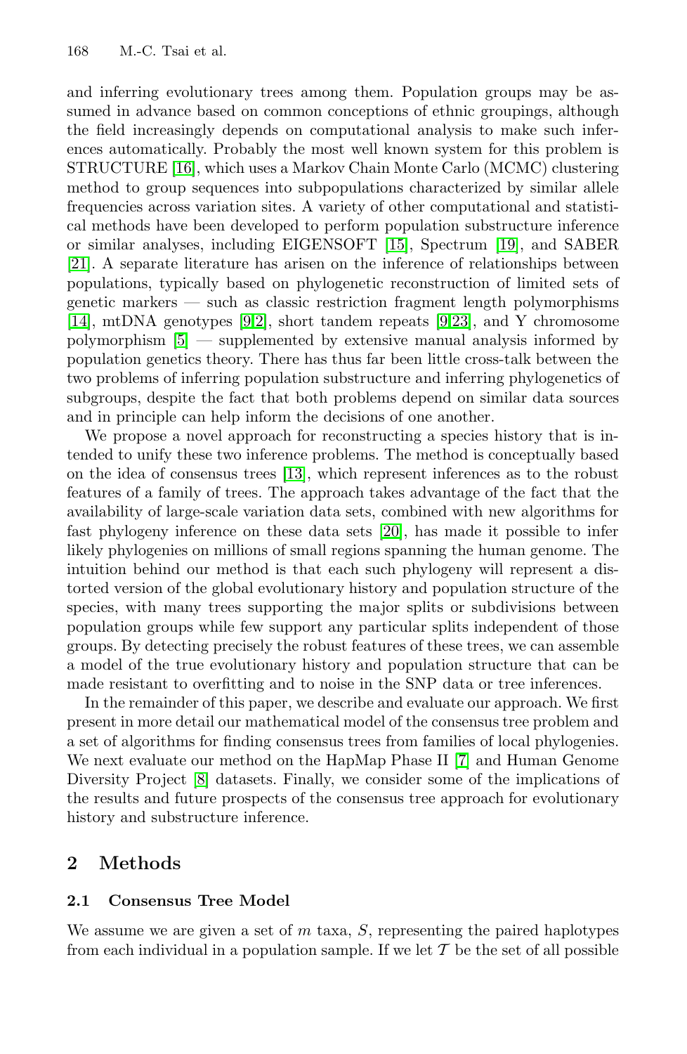and inferring evolutionary trees among them. Population groups may be assumed in advance based on common conceptions of ethnic groupings, although the field increasingly depends on computational analysis to make such inferences automatically. Probably the most well known system for this problem is STRUCTURE [16], which uses a Markov Chain Monte Carlo (MCMC) clustering method to group sequences into subpopulations characterized by similar allele frequencies across variation sites. A variety of other computational and statistical methods have been developed to perform population substructure inference or similar analyses, including EIGENSOFT [15], Spectrum [19], and SABER [21]. A separate literature has arisen on the inference of relationships between populations, typically based on phylogenetic reconstruction of limited sets of genetic markers — such as classic restriction fragment length polymorphisms [14], mtDNA genotypes [9,2], short tandem repeats [9,23], and Y chromosome polymorphism [5] — supplemented by extensive manual analysis informed by population genetics theory. There has thus far been little cross-talk between the two problems of inferring population substructure and inferring phylogenetics of subgroups, despite the fact that both problems depend on similar data sources and in principle can help inform the decisions of one another.

We propose a novel approach for reconstructing a species history that is intended to unify these two inference problems. The method is conceptually based on the idea of consensus trees [13], which represent inferences as to the robust features of a family of trees. The approach takes advantage of the fact that the availability of large-scale variation data sets, combined with new algorithms for fast phylogeny inference on these data sets [20], has made it possible to infer likely phylogenies on millions of small regions spanning the human genome. The intuition behind our method is that each such phylogeny will represent a distorted version of the global evolutionary history and population structure of the species, with many trees supporting the major splits or subdivisions between population groups while few support any particular splits independent of those groups. By detecting precisely the robust features of these trees, we can assemble a model of the true evolutionary history and population structure that can be made resistant to overfitting and to noise in the SNP data or tree inferences.

In the remainder of this paper, we describe and evaluate our approach. We first present in more detail our mathematical model of the consensus tree problem and a set of algorithms for finding consensus trees from families of local phylogenies. We next evaluate our method on the HapMap Phase II [7] and Human Genome Diversity Project [8] datasets. Finally, we consider some of the implications of the results and future prospects of the consensus tree approach for evolutionary history and substructure inference.

## 2 Methods

### 2.1 Consensus Tree Model

We assume we are given a set of $m$ taxa, $S$, representing the paired haplotypes from each individual in a population sample. If we let $\mathcal{T}$ be the set of all possible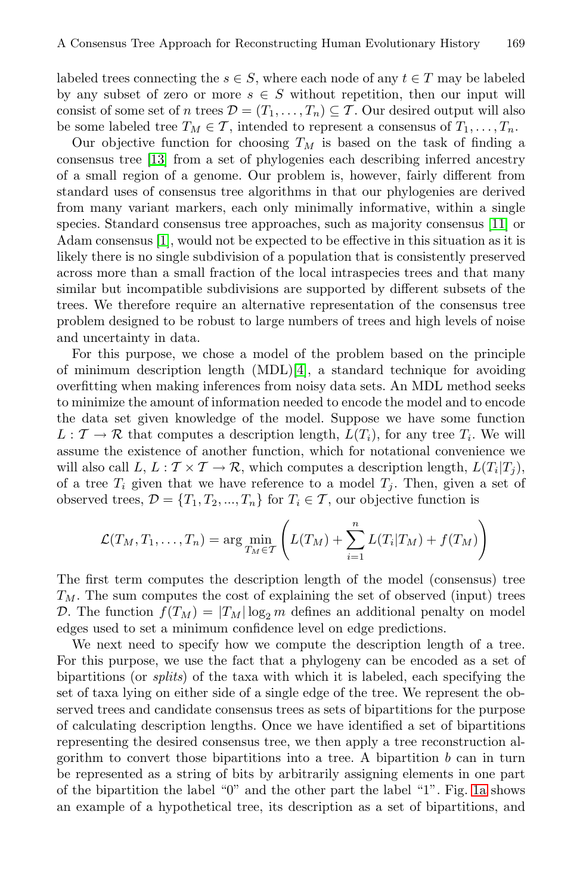labeled trees connecting the $s \in S$, where each node of any $t \in T$ may be labeled by any subset of zero or more $s \in S$ without repetition, then our input will consist of some set of $n$ trees $\mathcal{D} = (T_1, \ldots, T_n) \subseteq \mathcal{T}$. Our desired output will also be some labeled tree $T_M \in \mathcal{T}$, intended to represent a consensus of $T_1, \ldots, T_n$.

Our objective function for choosing $T_M$ is based on the task of finding a consensus tree [13] from a set of phylogenies each describing inferred ancestry of a small region of a genome. Our problem is, however, fairly different from standard uses of consensus tree algorithms in that our phylogenies are derived from many variant markers, each only minimally informative, within a single species. Standard consensus tree approaches, such as majority consensus [11] or Adam consensus [1], would not be expected to be effective in this situation as it is likely there is no single subdivision of a population that is consistently preserved across more than a small fraction of the local intraspecies trees and that many similar but incompatible subdivisions are supported by different subsets of the trees. We therefore require an alternative representation of the consensus tree problem designed to be robust to large numbers of trees and high levels of noise and uncertainty in data.

For this purpose, we chose a model of the problem based on the principle of minimum description length (MDL)[4], a standard technique for avoiding overfitting when making inferences from noisy data sets. An MDL method seeks to minimize the amount of information needed to encode the model and to encode the data set given knowledge of the model. Suppose we have some function $L : \mathcal{T} \rightarrow \mathcal{R}$ that computes a description length, $L(T_i)$, for any tree $T_i$. We will assume the existence of another function, which for notational convenience we will also call $L$, $L : \mathcal{T} \times \mathcal{T} \rightarrow \mathcal{R}$, which computes a description length, $L(T_i|T_j)$, of a tree $T_i$ given that we have reference to a model $T_j$. Then, given a set of observed trees, $\mathcal{D} = \{T_1, T_2, ..., T_n\}$ for $T_i \in \mathcal{T}$, our objective function is

$$\mathcal{L}(T_M, T_1, \ldots, T_n) = \arg\min_{T_M \in \mathcal{T}} \left( L(T_M) + \sum_{i=1}^{n} L(T_i|T_M) + f(T_M) \right)$$

The first term computes the description length of the model (consensus) tree $T_M$. The sum computes the cost of explaining the set of observed (input) trees $\mathcal{D}$. The function $f(T_M) = |T_M| \log_2 m$ defines an additional penalty on model edges used to set a minimum confidence level on edge predictions.

We next need to specify how we compute the description length of a tree. For this purpose, we use the fact that a phylogeny can be encoded as a set of bipartitions (or *splits*) of the taxa with which it is labeled, each specifying the set of taxa lying on either side of a single edge of the tree. We represent the observed trees and candidate consensus trees as sets of bipartitions for the purpose of calculating description lengths. Once we have identified a set of bipartitions representing the desired consensus tree, we then apply a tree reconstruction algorithm to convert those bipartitions into a tree. A bipartition $b$ can in turn be represented as a string of bits by arbitrarily assigning elements in one part of the bipartition the label "0" and the other part the label "1". Fig. 1a shows an example of a hypothetical tree, its description as a set of bipartitions, and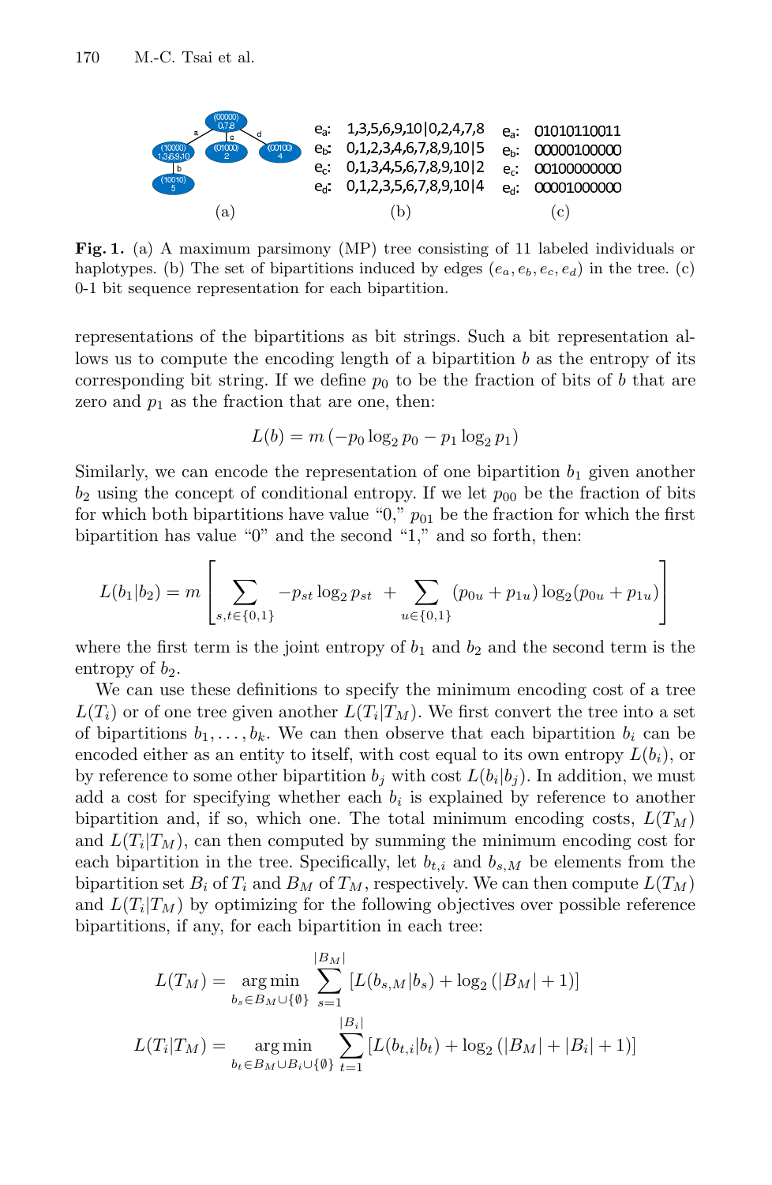**Fig. 1.** (a) A maximum parsimony (MP) tree consisting of 11 labeled individuals or haplotypes. (b) The set of bipartitions induced by edges ($e_a, e_b, e_c, e_d$) in the tree. (c) 0-1 bit sequence representation for each bipartition.

representations of the bipartitions as bit strings. Such a bit representation allows us to compute the encoding length of a bipartition $b$ as the entropy of its corresponding bit string. If we define $p_0$ to be the fraction of bits of $b$ that are zero and $p_1$ as the fraction that are one, then:

$$L(b) = m\left(-p_0 \log_2 p_0 - p_1 \log_2 p_1\right)$$

Similarly, we can encode the representation of one bipartition $b_1$ given another $b_2$ using the concept of conditional entropy. If we let $p_{00}$ be the fraction of bits for which both bipartitions have value "0," $p_{01}$ be the fraction for which the first bipartition has value "0" and the second "1," and so forth, then:

$$L(b_1|b_2) = m\left[\sum_{s,t\in\{0,1\}} -p_{st}\log_2 p_{st} \;+ \sum_{u\in\{0,1\}} (p_{0u}+p_{1u})\log_2(p_{0u}+p_{1u})\right]$$

where the first term is the joint entropy of $b_1$ and $b_2$ and the second term is the entropy of $b_2$.

We can use these definitions to specify the minimum encoding cost of a tree $L(T_i)$ or of one tree given another $L(T_i|T_M)$. We first convert the tree into a set of bipartitions $b_1, \ldots, b_k$. We can then observe that each bipartition $b_i$ can be encoded either as an entity to itself, with cost equal to its own entropy $L(b_i)$, or by reference to some other bipartition $b_j$ with cost $L(b_i|b_j)$. In addition, we must add a cost for specifying whether each $b_i$ is explained by reference to another bipartition and, if so, which one. The total minimum encoding costs, $L(T_M)$ and $L(T_i|T_M)$, can then computed by summing the minimum encoding cost for each bipartition in the tree. Specifically, let $b_{t,i}$ and $b_{s,M}$ be elements from the bipartition set $B_i$ of $T_i$ and $B_M$ of $T_M$, respectively. We can then compute $L(T_M)$ and $L(T_i|T_M)$ by optimizing for the following objectives over possible reference bipartitions, if any, for each bipartition in each tree:

$$L(T_M) = \underset{b_s\in B_M\cup\{\emptyset\}}{\arg\min} \sum_{s=1}^{|B_M|} \left[L(b_{s,M}|b_s) + \log_2\left(|B_M|+1\right)\right]$$

$$L(T_i|T_M) = \underset{b_t\in B_M\cup B_i\cup\{\emptyset\}}{\arg\min} \sum_{t=1}^{|B_i|} \left[L(b_{t,i}|b_t) + \log_2\left(|B_M|+|B_i|+1\right)\right]$$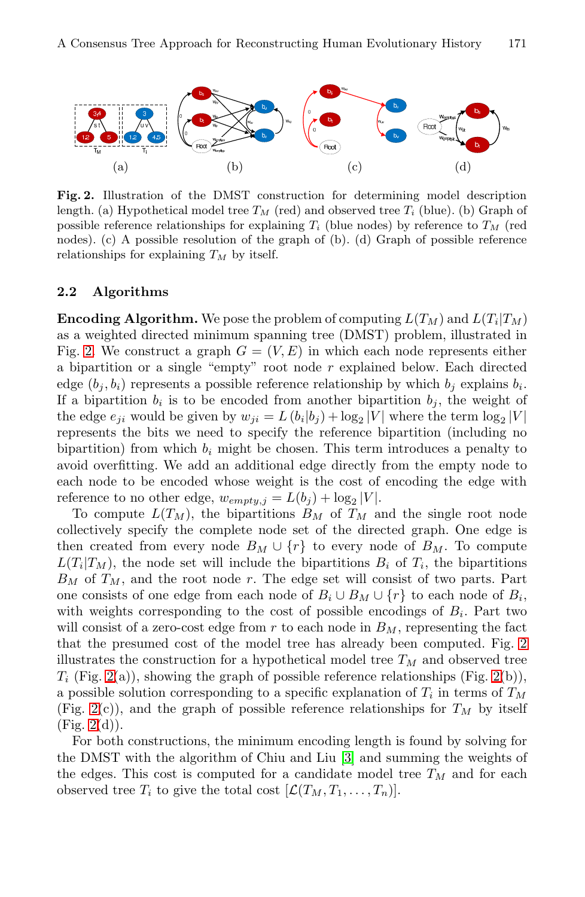Fig. 2. Illustration of the DMST construction for determining model description length. (a) Hypothetical model tree $T_M$ (red) and observed tree $T_i$ (blue). (b) Graph of possible reference relationships for explaining $T_i$ (blue nodes) by reference to $T_M$ (red nodes). (c) A possible resolution of the graph of (b). (d) Graph of possible reference relationships for explaining $T_M$ by itself.

### 2.2 Algorithms

**Encoding Algorithm.** We pose the problem of computing $L(T_M)$ and $L(T_i|T_M)$ as a weighted directed minimum spanning tree (DMST) problem, illustrated in Fig. 2. We construct a graph $G = (V, E)$ in which each node represents either a bipartition or a single "empty" root node $r$ explained below. Each directed edge $(b_j, b_i)$ represents a possible reference relationship by which $b_j$ explains $b_i$. If a bipartition $b_i$ is to be encoded from another bipartition $b_j$, the weight of the edge $e_{ji}$ would be given by $w_{ji} = L(b_i|b_j) + \log_2 |V|$ where the term $\log_2 |V|$ represents the bits we need to specify the reference bipartition (including no bipartition) from which $b_i$ might be chosen. This term introduces a penalty to avoid overfitting. We add an additional edge directly from the empty node to each node to be encoded whose weight is the cost of encoding the edge with reference to no other edge, $w_{empty,j} = L(b_j) + \log_2 |V|$.

To compute $L(T_M)$, the bipartitions $B_M$ of $T_M$ and the single root node collectively specify the complete node set of the directed graph. One edge is then created from every node $B_M \cup \{r\}$ to every node of $B_M$. To compute $L(T_i|T_M)$, the node set will include the bipartitions $B_i$ of $T_i$, the bipartitions $B_M$ of $T_M$, and the root node $r$. The edge set will consist of two parts. Part one consists of one edge from each node of $B_i \cup B_M \cup \{r\}$ to each node of $B_i$, with weights corresponding to the cost of possible encodings of $B_i$. Part two will consist of a zero-cost edge from $r$ to each node in $B_M$, representing the fact that the presumed cost of the model tree has already been computed. Fig. 2 illustrates the construction for a hypothetical model tree $T_M$ and observed tree $T_i$ (Fig. 2(a)), showing the graph of possible reference relationships (Fig. 2(b)), a possible solution corresponding to a specific explanation of $T_i$ in terms of $T_M$ (Fig. 2(c)), and the graph of possible reference relationships for $T_M$ by itself (Fig. 2(d)).

For both constructions, the minimum encoding length is found by solving for the DMST with the algorithm of Chiu and Liu [3] and summing the weights of the edges. This cost is computed for a candidate model tree $T_M$ and for each observed tree $T_i$ to give the total cost $[\mathcal{L}(T_M, T_1, \ldots, T_n)]$.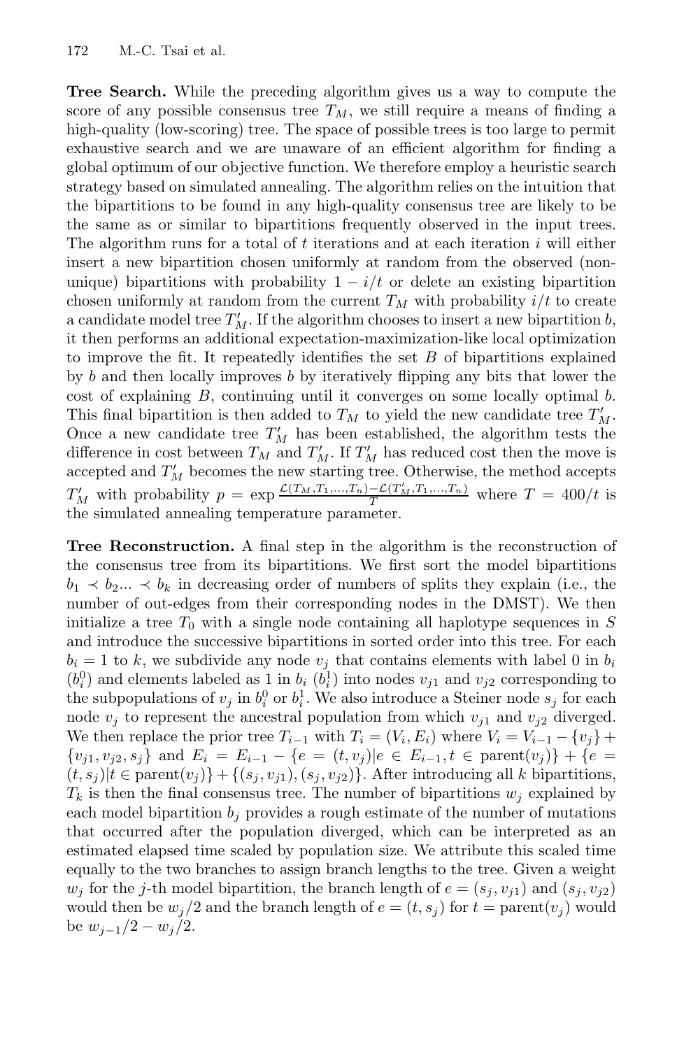**Tree Search.** While the preceding algorithm gives us a way to compute the score of any possible consensus tree $T_M$, we still require a means of finding a high-quality (low-scoring) tree. The space of possible trees is too large to permit exhaustive search and we are unaware of an efficient algorithm for finding a global optimum of our objective function. We therefore employ a heuristic search strategy based on simulated annealing. The algorithm relies on the intuition that the bipartitions to be found in any high-quality consensus tree are likely to be the same as or similar to bipartitions frequently observed in the input trees. The algorithm runs for a total of $t$ iterations and at each iteration $i$ will either insert a new bipartition chosen uniformly at random from the observed (non-unique) bipartitions with probability $1 - i/t$ or delete an existing bipartition chosen uniformly at random from the current $T_M$ with probability $i/t$ to create a candidate model tree $T'_M$. If the algorithm chooses to insert a new bipartition $b$, it then performs an additional expectation-maximization-like local optimization to improve the fit. It repeatedly identifies the set $B$ of bipartitions explained by $b$ and then locally improves $b$ by iteratively flipping any bits that lower the cost of explaining $B$, continuing until it converges on some locally optimal $b$. This final bipartition is then added to $T_M$ to yield the new candidate tree $T'_M$. Once a new candidate tree $T'_M$ has been established, the algorithm tests the difference in cost between $T_M$ and $T'_M$. If $T'_M$ has reduced cost then the move is accepted and $T'_M$ becomes the new starting tree. Otherwise, the method accepts $T'_M$ with probability $p = \exp \frac{\mathcal{L}(T_M, T_1, \ldots, T_n) - \mathcal{L}(T'_M, T_1, \ldots, T_n)}{T}$ where $T = 400/t$ is the simulated annealing temperature parameter.

**Tree Reconstruction.** A final step in the algorithm is the reconstruction of the consensus tree from its bipartitions. We first sort the model bipartitions $b_1 \prec b_2 \ldots \prec b_k$ in decreasing order of numbers of splits they explain (i.e., the number of out-edges from their corresponding nodes in the DMST). We then initialize a tree $T_0$ with a single node containing all haplotype sequences in $S$ and introduce the successive bipartitions in sorted order into this tree. For each $b_i = 1$ to $k$, we subdivide any node $v_j$ that contains elements with label 0 in $b_i$ ($b_i^0$) and elements labeled as 1 in $b_i$ ($b_i^1$) into nodes $v_{j1}$ and $v_{j2}$ corresponding to the subpopulations of $v_j$ in $b_i^0$ or $b_i^1$. We also introduce a Steiner node $s_j$ for each node $v_j$ to represent the ancestral population from which $v_{j1}$ and $v_{j2}$ diverged. We then replace the prior tree $T_{i-1}$ with $T_i = (V_i, E_i)$ where $V_i = V_{i-1} - \{v_j\} + \{v_{j1}, v_{j2}, s_j\}$ and $E_i = E_{i-1} - \{e = (t, v_j) | e \in E_{i-1}, t \in \text{parent}(v_j)\} + \{e = (t, s_j) | t \in \text{parent}(v_j)\} + \{(s_j, v_{j1}), (s_j, v_{j2})\}$. After introducing all $k$ bipartitions, $T_k$ is then the final consensus tree. The number of bipartitions $w_j$ explained by each model bipartition $b_j$ provides a rough estimate of the number of mutations that occurred after the population diverged, which can be interpreted as an estimated elapsed time scaled by population size. We attribute this scaled time equally to the two branches to assign branch lengths to the tree. Given a weight $w_j$ for the $j$-th model bipartition, the branch length of $e = (s_j, v_{j1})$ and $(s_j, v_{j2})$ would then be $w_j/2$ and the branch length of $e = (t, s_j)$ for $t = \text{parent}(v_j)$ would be $w_{j-1}/2 - w_j/2$.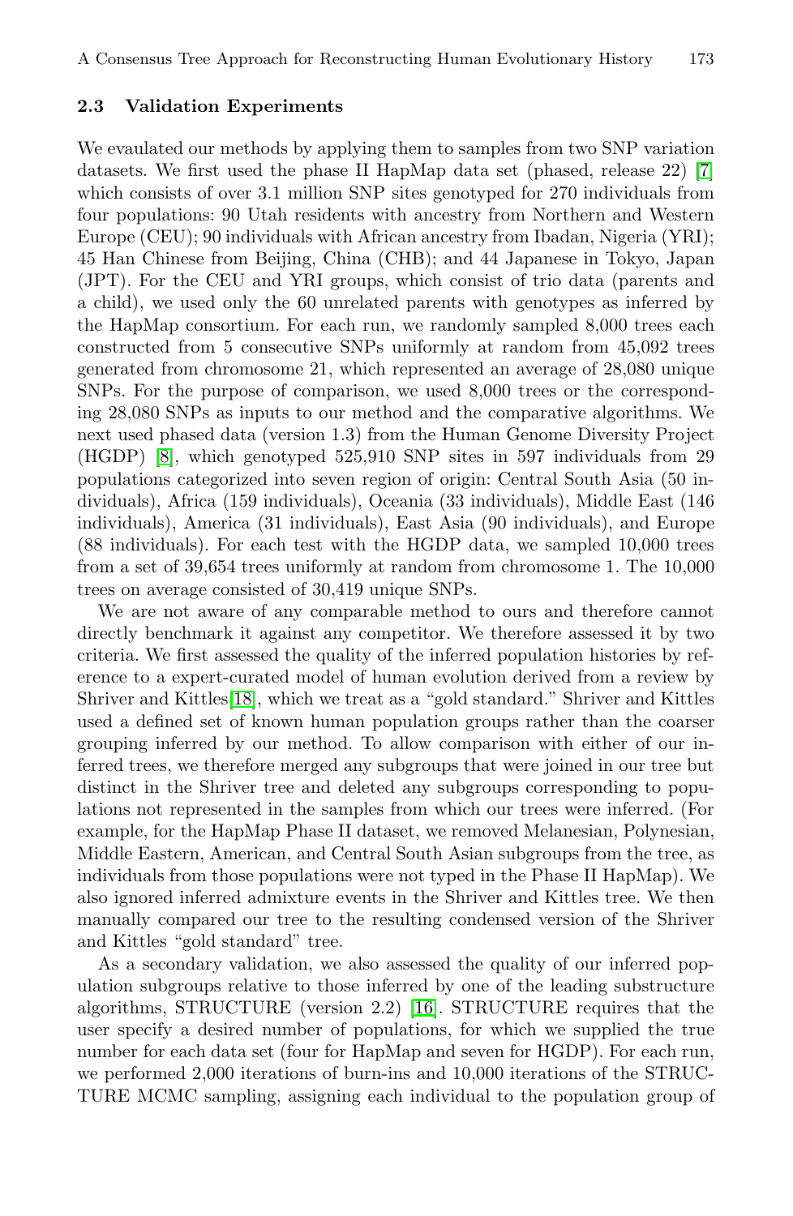### 2.3 Validation Experiments

We evaulated our methods by applying them to samples from two SNP variation datasets. We first used the phase II HapMap data set (phased, release 22) [7] which consists of over 3.1 million SNP sites genotyped for 270 individuals from four populations: 90 Utah residents with ancestry from Northern and Western Europe (CEU); 90 individuals with African ancestry from Ibadan, Nigeria (YRI); 45 Han Chinese from Beijing, China (CHB); and 44 Japanese in Tokyo, Japan (JPT). For the CEU and YRI groups, which consist of trio data (parents and a child), we used only the 60 unrelated parents with genotypes as inferred by the HapMap consortium. For each run, we randomly sampled 8,000 trees each constructed from 5 consecutive SNPs uniformly at random from 45,092 trees generated from chromosome 21, which represented an average of 28,080 unique SNPs. For the purpose of comparison, we used 8,000 trees or the corresponding 28,080 SNPs as inputs to our method and the comparative algorithms. We next used phased data (version 1.3) from the Human Genome Diversity Project (HGDP) [8], which genotyped 525,910 SNP sites in 597 individuals from 29 populations categorized into seven region of origin: Central South Asia (50 individuals), Africa (159 individuals), Oceania (33 individuals), Middle East (146 individuals), America (31 individuals), East Asia (90 individuals), and Europe (88 individuals). For each test with the HGDP data, we sampled 10,000 trees from a set of 39,654 trees uniformly at random from chromosome 1. The 10,000 trees on average consisted of 30,419 unique SNPs.

We are not aware of any comparable method to ours and therefore cannot directly benchmark it against any competitor. We therefore assessed it by two criteria. We first assessed the quality of the inferred population histories by reference to a expert-curated model of human evolution derived from a review by Shriver and Kittles[18], which we treat as a "gold standard." Shriver and Kittles used a defined set of known human population groups rather than the coarser grouping inferred by our method. To allow comparison with either of our inferred trees, we therefore merged any subgroups that were joined in our tree but distinct in the Shriver tree and deleted any subgroups corresponding to populations not represented in the samples from which our trees were inferred. (For example, for the HapMap Phase II dataset, we removed Melanesian, Polynesian, Middle Eastern, American, and Central South Asian subgroups from the tree, as individuals from those populations were not typed in the Phase II HapMap). We also ignored inferred admixture events in the Shriver and Kittles tree. We then manually compared our tree to the resulting condensed version of the Shriver and Kittles "gold standard" tree.

As a secondary validation, we also assessed the quality of our inferred population subgroups relative to those inferred by one of the leading substructure algorithms, STRUCTURE (version 2.2) [16]. STRUCTURE requires that the user specify a desired number of populations, for which we supplied the true number for each data set (four for HapMap and seven for HGDP). For each run, we performed 2,000 iterations of burn-ins and 10,000 iterations of the STRUCTURE MCMC sampling, assigning each individual to the population group of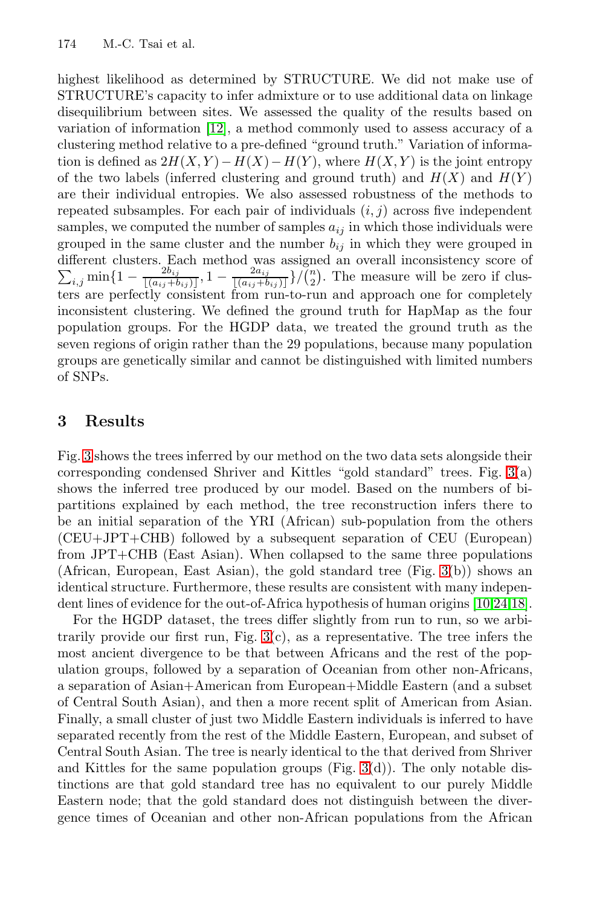highest likelihood as determined by STRUCTURE. We did not make use of STRUCTURE's capacity to infer admixture or to use additional data on linkage disequilibrium between sites. We assessed the quality of the results based on variation of information [12], a method commonly used to assess accuracy of a clustering method relative to a pre-defined "ground truth." Variation of information is defined as $2H(X,Y) - H(X) - H(Y)$, where $H(X,Y)$ is the joint entropy of the two labels (inferred clustering and ground truth) and $H(X)$ and $H(Y)$ are their individual entropies. We also assessed robustness of the methods to repeated subsamples. For each pair of individuals $(i,j)$ across five independent samples, we computed the number of samples $a_{ij}$ in which those individuals were grouped in the same cluster and the number $b_{ij}$ in which they were grouped in different clusters. Each method was assigned an overall inconsistency score of $\sum_{i,j} \min\{1 - \frac{2b_{ij}}{[(a_{ij}+b_{ij})]}, 1 - \frac{2a_{ij}}{[(a_{ij}+b_{ij})]}\}/\binom{n}{2}$. The measure will be zero if clusters are perfectly consistent from run-to-run and approach one for completely inconsistent clustering. We defined the ground truth for HapMap as the four population groups. For the HGDP data, we treated the ground truth as the seven regions of origin rather than the 29 populations, because many population groups are genetically similar and cannot be distinguished with limited numbers of SNPs.

## 3 Results

Fig. 3 shows the trees inferred by our method on the two data sets alongside their corresponding condensed Shriver and Kittles "gold standard" trees. Fig. 3(a) shows the inferred tree produced by our model. Based on the numbers of bipartitions explained by each method, the tree reconstruction infers there to be an initial separation of the YRI (African) sub-population from the others (CEU+JPT+CHB) followed by a subsequent separation of CEU (European) from JPT+CHB (East Asian). When collapsed to the same three populations (African, European, East Asian), the gold standard tree (Fig. 3(b)) shows an identical structure. Furthermore, these results are consistent with many independent lines of evidence for the out-of-Africa hypothesis of human origins [10,24,18].

For the HGDP dataset, the trees differ slightly from run to run, so we arbitrarily provide our first run, Fig. 3(c), as a representative. The tree infers the most ancient divergence to be that between Africans and the rest of the population groups, followed by a separation of Oceanian from other non-Africans, a separation of Asian+American from European+Middle Eastern (and a subset of Central South Asian), and then a more recent split of American from Asian. Finally, a small cluster of just two Middle Eastern individuals is inferred to have separated recently from the rest of the Middle Eastern, European, and subset of Central South Asian. The tree is nearly identical to the that derived from Shriver and Kittles for the same population groups (Fig. 3(d)). The only notable distinctions are that gold standard tree has no equivalent to our purely Middle Eastern node; that the gold standard does not distinguish between the divergence times of Oceanian and other non-African populations from the African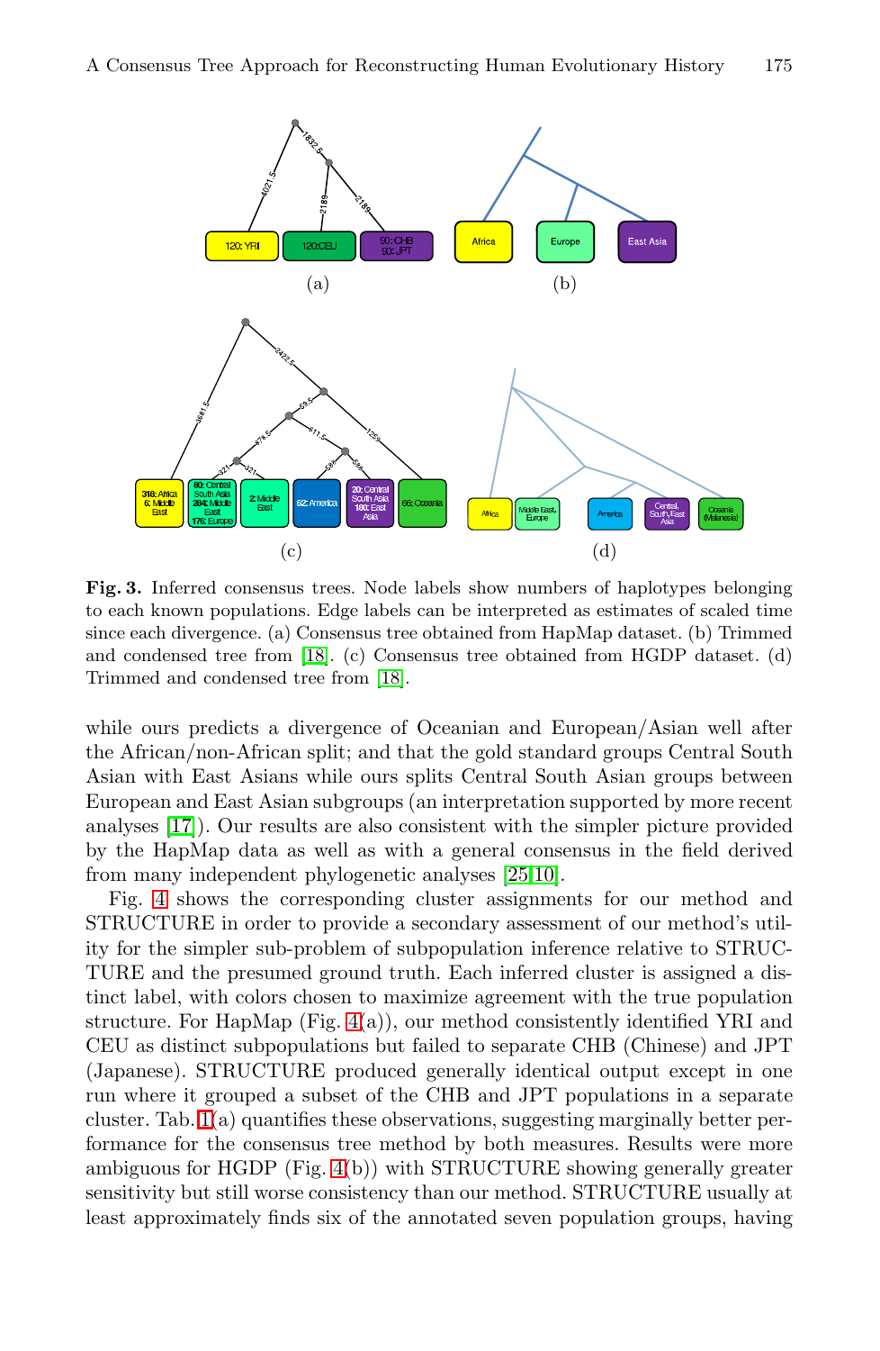**Fig. 3.** Inferred consensus trees. Node labels show numbers of haplotypes belonging to each known populations. Edge labels can be interpreted as estimates of scaled time since each divergence. (a) Consensus tree obtained from HapMap dataset. (b) Trimmed and condensed tree from [18]. (c) Consensus tree obtained from HGDP dataset. (d) Trimmed and condensed tree from [18].

while ours predicts a divergence of Oceanian and European/Asian well after the African/non-African split; and that the gold standard groups Central South Asian with East Asians while ours splits Central South Asian groups between European and East Asian subgroups (an interpretation supported by more recent analyses [17]). Our results are also consistent with the simpler picture provided by the HapMap data as well as with a general consensus in the field derived from many independent phylogenetic analyses [25,10].

Fig. 4 shows the corresponding cluster assignments for our method and STRUCTURE in order to provide a secondary assessment of our method's utility for the simpler sub-problem of subpopulation inference relative to STRUCTURE and the presumed ground truth. Each inferred cluster is assigned a distinct label, with colors chosen to maximize agreement with the true population structure. For HapMap (Fig. 4(a)), our method consistently identified YRI and CEU as distinct subpopulations but failed to separate CHB (Chinese) and JPT (Japanese). STRUCTURE produced generally identical output except in one run where it grouped a subset of the CHB and JPT populations in a separate cluster. Tab. 1(a) quantifies these observations, suggesting marginally better performance for the consensus tree method by both measures. Results were more ambiguous for HGDP (Fig. 4(b)) with STRUCTURE showing generally greater sensitivity but still worse consistency than our method. STRUCTURE usually at least approximately finds six of the annotated seven population groups, having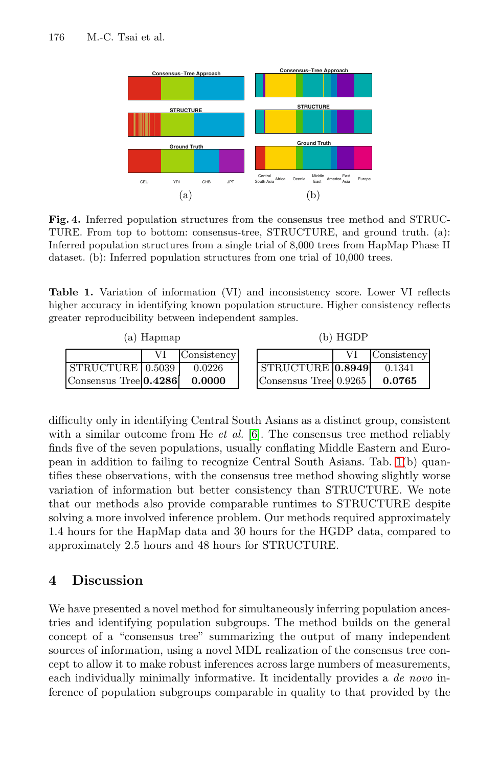**Fig. 4.** Inferred population structures from the consensus tree method and STRUCTURE. From top to bottom: consensus-tree, STRUCTURE, and ground truth. (a): Inferred population structures from a single trial of 8,000 trees from HapMap Phase II dataset. (b): Inferred population structures from one trial of 10,000 trees.

**Table 1.** Variation of information (VI) and inconsistency score. Lower VI reflects higher accuracy in identifying known population structure. Higher consistency reflects greater reproducibility between independent samples.

(a) Hapmap

| | VI | Consistency |
|---|---|---|
| STRUCTURE | 0.5039 | 0.0226 |
| Consensus Tree | **0.4286** | **0.0000** |

(b) HGDP

| | VI | Consistency |
|---|---|---|
| STRUCTURE | **0.8949** | 0.1341 |
| Consensus Tree | 0.9265 | **0.0765** |

difficulty only in identifying Central South Asians as a distinct group, consistent with a similar outcome from He *et al.* [6]. The consensus tree method reliably finds five of the seven populations, usually conflating Middle Eastern and European in addition to failing to recognize Central South Asians. Tab. 1(b) quantifies these observations, with the consensus tree method showing slightly worse variation of information but better consistency than STRUCTURE. We note that our methods also provide comparable runtimes to STRUCTURE despite solving a more involved inference problem. Our methods required approximately 1.4 hours for the HapMap data and 30 hours for the HGDP data, compared to approximately 2.5 hours and 48 hours for STRUCTURE.

## 4 Discussion

We have presented a novel method for simultaneously inferring population ancestries and identifying population subgroups. The method builds on the general concept of a "consensus tree" summarizing the output of many independent sources of information, using a novel MDL realization of the consensus tree concept to allow it to make robust inferences across large numbers of measurements, each individually minimally informative. It incidentally provides a *de novo* inference of population subgroups comparable in quality to that provided by the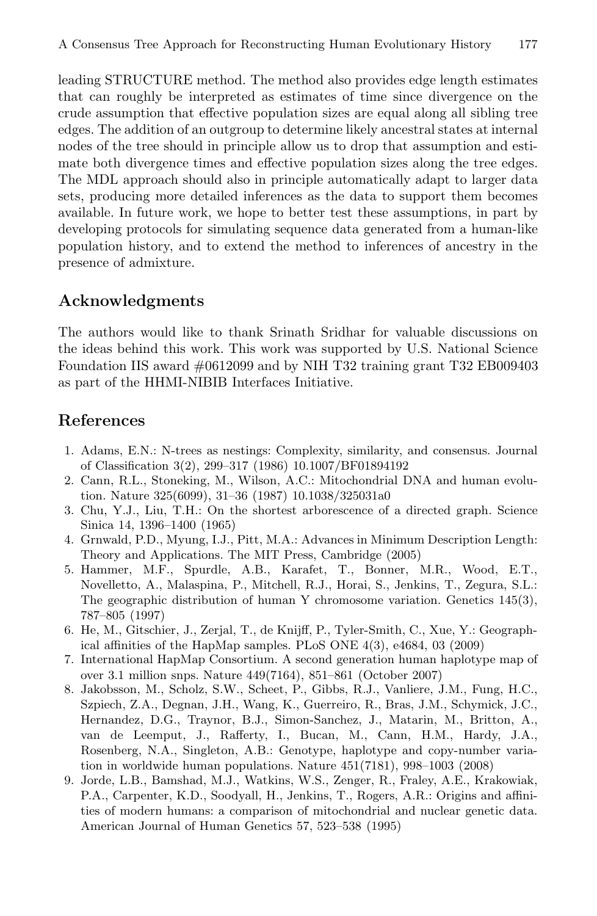leading STRUCTURE method. The method also provides edge length estimates that can roughly be interpreted as estimates of time since divergence on the crude assumption that effective population sizes are equal along all sibling tree edges. The addition of an outgroup to determine likely ancestral states at internal nodes of the tree should in principle allow us to drop that assumption and estimate both divergence times and effective population sizes along the tree edges. The MDL approach should also in principle automatically adapt to larger data sets, producing more detailed inferences as the data to support them becomes available. In future work, we hope to better test these assumptions, in part by developing protocols for simulating sequence data generated from a human-like population history, and to extend the method to inferences of ancestry in the presence of admixture.

## Acknowledgments

The authors would like to thank Srinath Sridhar for valuable discussions on the ideas behind this work. This work was supported by U.S. National Science Foundation IIS award #0612099 and by NIH T32 training grant T32 EB009403 as part of the HHMI-NIBIB Interfaces Initiative.

## References

1. Adams, E.N.: N-trees as nestings: Complexity, similarity, and consensus. Journal of Classification 3(2), 299–317 (1986) 10.1007/BF01894192
2. Cann, R.L., Stoneking, M., Wilson, A.C.: Mitochondrial DNA and human evolution. Nature 325(6099), 31–36 (1987) 10.1038/325031a0
3. Chu, Y.J., Liu, T.H.: On the shortest arborescence of a directed graph. Science Sinica 14, 1396–1400 (1965)
4. Grnwald, P.D., Myung, I.J., Pitt, M.A.: Advances in Minimum Description Length: Theory and Applications. The MIT Press, Cambridge (2005)
5. Hammer, M.F., Spurdle, A.B., Karafet, T., Bonner, M.R., Wood, E.T., Novelletto, A., Malaspina, P., Mitchell, R.J., Horai, S., Jenkins, T., Zegura, S.L.: The geographic distribution of human Y chromosome variation. Genetics 145(3), 787–805 (1997)
6. He, M., Gitschier, J., Zerjal, T., de Knijff, P., Tyler-Smith, C., Xue, Y.: Geographical affinities of the HapMap samples. PLoS ONE 4(3), e4684, 03 (2009)
7. International HapMap Consortium. A second generation human haplotype map of over 3.1 million snps. Nature 449(7164), 851–861 (October 2007)
8. Jakobsson, M., Scholz, S.W., Scheet, P., Gibbs, R.J., Vanliere, J.M., Fung, H.C., Szpiech, Z.A., Degnan, J.H., Wang, K., Guerreiro, R., Bras, J.M., Schymick, J.C., Hernandez, D.G., Traynor, B.J., Simon-Sanchez, J., Matarin, M., Britton, A., van de Leemput, J., Rafferty, I., Bucan, M., Cann, H.M., Hardy, J.A., Rosenberg, N.A., Singleton, A.B.: Genotype, haplotype and copy-number variation in worldwide human populations. Nature 451(7181), 998–1003 (2008)
9. Jorde, L.B., Bamshad, M.J., Watkins, W.S., Zenger, R., Fraley, A.E., Krakowiak, P.A., Carpenter, K.D., Soodyall, H., Jenkins, T., Rogers, A.R.: Origins and affinities of modern humans: a comparison of mitochondrial and nuclear genetic data. American Journal of Human Genetics 57, 523–538 (1995)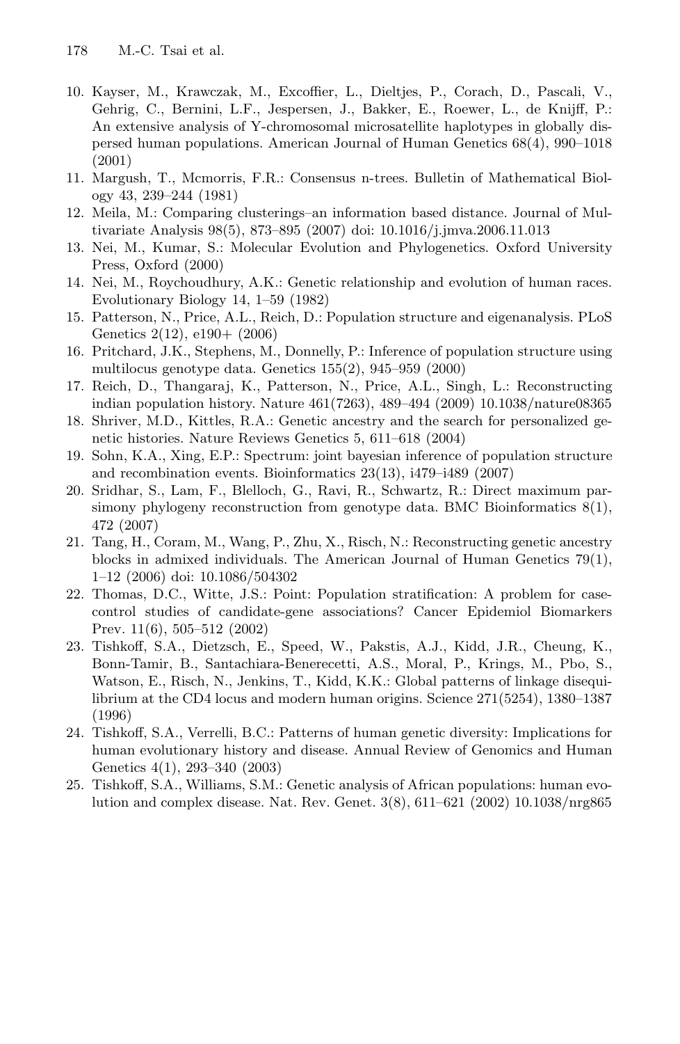10. Kayser, M., Krawczak, M., Excoffier, L., Dieltjes, P., Corach, D., Pascali, V., Gehrig, C., Bernini, L.F., Jespersen, J., Bakker, E., Roewer, L., de Knijff, P.: An extensive analysis of Y-chromosomal microsatellite haplotypes in globally dispersed human populations. American Journal of Human Genetics 68(4), 990–1018 (2001)
11. Margush, T., Mcmorris, F.R.: Consensus n-trees. Bulletin of Mathematical Biology 43, 239–244 (1981)
12. Meila, M.: Comparing clusterings–an information based distance. Journal of Multivariate Analysis 98(5), 873–895 (2007) doi: 10.1016/j.jmva.2006.11.013
13. Nei, M., Kumar, S.: Molecular Evolution and Phylogenetics. Oxford University Press, Oxford (2000)
14. Nei, M., Roychoudhury, A.K.: Genetic relationship and evolution of human races. Evolutionary Biology 14, 1–59 (1982)
15. Patterson, N., Price, A.L., Reich, D.: Population structure and eigenanalysis. PLoS Genetics 2(12), e190+ (2006)
16. Pritchard, J.K., Stephens, M., Donnelly, P.: Inference of population structure using multilocus genotype data. Genetics 155(2), 945–959 (2000)
17. Reich, D., Thangaraj, K., Patterson, N., Price, A.L., Singh, L.: Reconstructing indian population history. Nature 461(7263), 489–494 (2009) 10.1038/nature08365
18. Shriver, M.D., Kittles, R.A.: Genetic ancestry and the search for personalized genetic histories. Nature Reviews Genetics 5, 611–618 (2004)
19. Sohn, K.A., Xing, E.P.: Spectrum: joint bayesian inference of population structure and recombination events. Bioinformatics 23(13), i479–i489 (2007)
20. Sridhar, S., Lam, F., Blelloch, G., Ravi, R., Schwartz, R.: Direct maximum parsimony phylogeny reconstruction from genotype data. BMC Bioinformatics 8(1), 472 (2007)
21. Tang, H., Coram, M., Wang, P., Zhu, X., Risch, N.: Reconstructing genetic ancestry blocks in admixed individuals. The American Journal of Human Genetics 79(1), 1–12 (2006) doi: 10.1086/504302
22. Thomas, D.C., Witte, J.S.: Point: Population stratification: A problem for case-control studies of candidate-gene associations? Cancer Epidemiol Biomarkers Prev. 11(6), 505–512 (2002)
23. Tishkoff, S.A., Dietzsch, E., Speed, W., Pakstis, A.J., Kidd, J.R., Cheung, K., Bonn-Tamir, B., Santachiara-Benerecetti, A.S., Moral, P., Krings, M., Pbo, S., Watson, E., Risch, N., Jenkins, T., Kidd, K.K.: Global patterns of linkage disequilibrium at the CD4 locus and modern human origins. Science 271(5254), 1380–1387 (1996)
24. Tishkoff, S.A., Verrelli, B.C.: Patterns of human genetic diversity: Implications for human evolutionary history and disease. Annual Review of Genomics and Human Genetics 4(1), 293–340 (2003)
25. Tishkoff, S.A., Williams, S.M.: Genetic analysis of African populations: human evolution and complex disease. Nat. Rev. Genet. 3(8), 611–621 (2002) 10.1038/nrg865